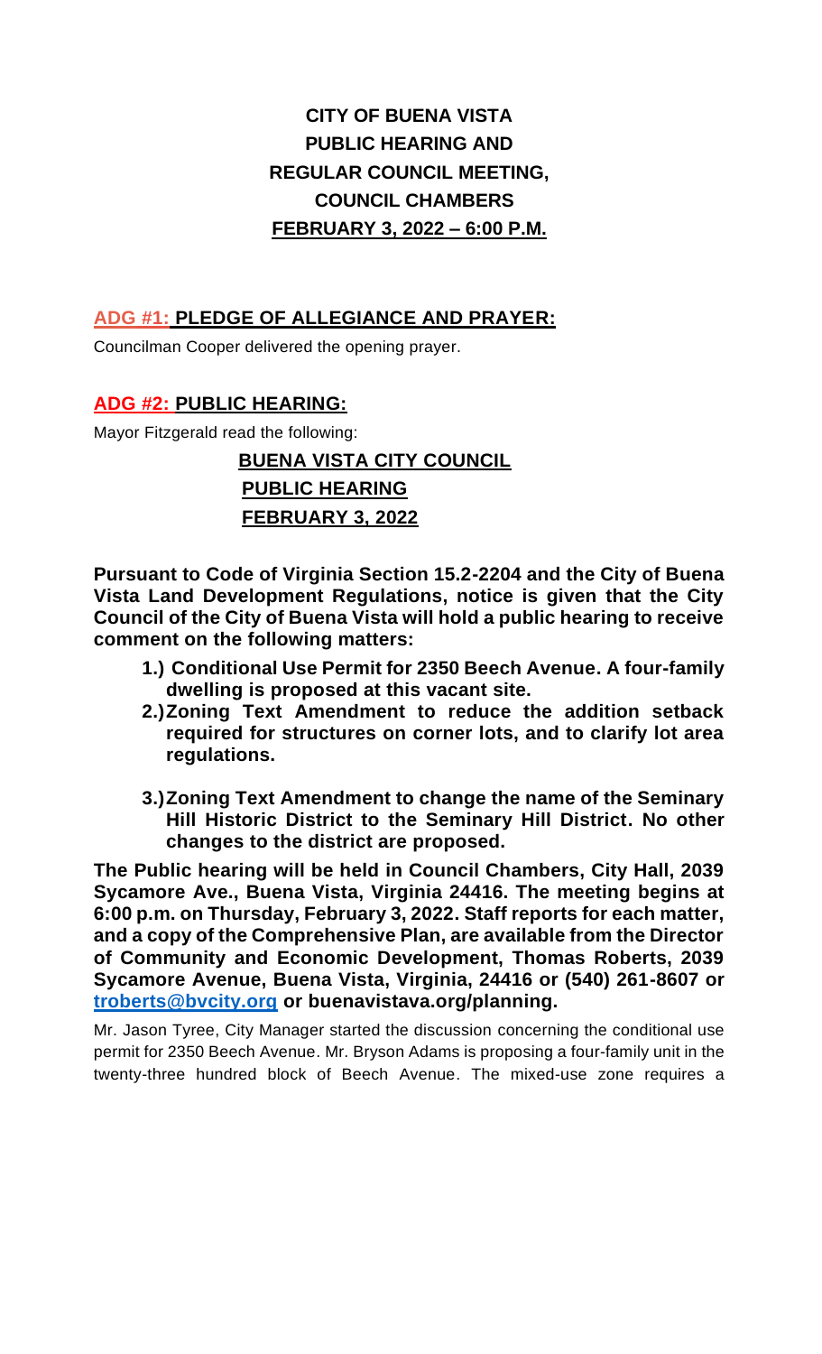# CITY OF BUENA VISTA
# PUBLIC HEARING AND
# REGULAR COUNCIL MEETING,
# COUNCIL CHAMBERS
# FEBRUARY 3, 2022 – 6:00 P.M.

## ADG #1: PLEDGE OF ALLEGIANCE AND PRAYER:

Councilman Cooper delivered the opening prayer.

## ADG #2: PUBLIC HEARING:

Mayor Fitzgerald read the following:

**BUENA VISTA CITY COUNCIL**
**PUBLIC HEARING**
**FEBRUARY 3, 2022**

**Pursuant to Code of Virginia Section 15.2-2204 and the City of Buena Vista Land Development Regulations, notice is given that the City Council of the City of Buena Vista will hold a public hearing to receive comment on the following matters:**

1. **Conditional Use Permit for 2350 Beech Avenue. A four-family dwelling is proposed at this vacant site.**
2. **Zoning Text Amendment to reduce the addition setback required for structures on corner lots, and to clarify lot area regulations.**
3. **Zoning Text Amendment to change the name of the Seminary Hill Historic District to the Seminary Hill District. No other changes to the district are proposed.**

**The Public hearing will be held in Council Chambers, City Hall, 2039 Sycamore Ave., Buena Vista, Virginia 24416. The meeting begins at 6:00 p.m. on Thursday, February 3, 2022. Staff reports for each matter, and a copy of the Comprehensive Plan, are available from the Director of Community and Economic Development, Thomas Roberts, 2039 Sycamore Avenue, Buena Vista, Virginia, 24416 or (540) 261-8607 or troberts@bvcity.org or buenavistava.org/planning.**

Mr. Jason Tyree, City Manager started the discussion concerning the conditional use permit for 2350 Beech Avenue. Mr. Bryson Adams is proposing a four-family unit in the twenty-three hundred block of Beech Avenue. The mixed-use zone requires a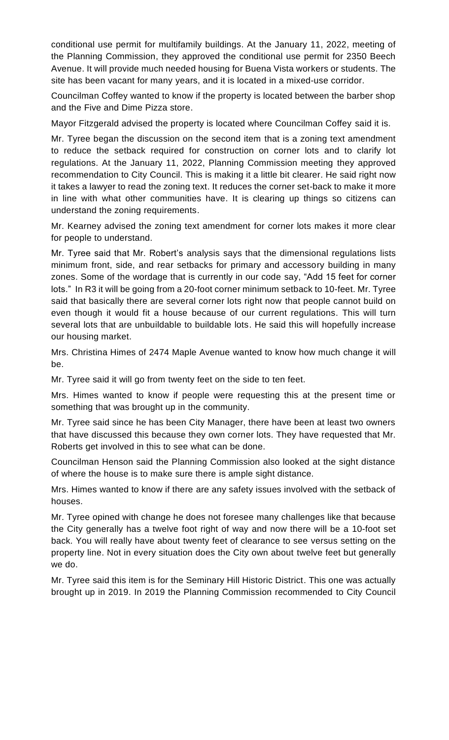conditional use permit for multifamily buildings. At the January 11, 2022, meeting of the Planning Commission, they approved the conditional use permit for 2350 Beech Avenue. It will provide much needed housing for Buena Vista workers or students. The site has been vacant for many years, and it is located in a mixed-use corridor.

Councilman Coffey wanted to know if the property is located between the barber shop and the Five and Dime Pizza store.

Mayor Fitzgerald advised the property is located where Councilman Coffey said it is.

Mr. Tyree began the discussion on the second item that is a zoning text amendment to reduce the setback required for construction on corner lots and to clarify lot regulations. At the January 11, 2022, Planning Commission meeting they approved recommendation to City Council. This is making it a little bit clearer. He said right now it takes a lawyer to read the zoning text. It reduces the corner set-back to make it more in line with what other communities have. It is clearing up things so citizens can understand the zoning requirements.

Mr. Kearney advised the zoning text amendment for corner lots makes it more clear for people to understand.

Mr. Tyree said that Mr. Robert's analysis says that the dimensional regulations lists minimum front, side, and rear setbacks for primary and accessory building in many zones. Some of the wordage that is currently in our code say, "Add 15 feet for corner lots." In R3 it will be going from a 20-foot corner minimum setback to 10-feet. Mr. Tyree said that basically there are several corner lots right now that people cannot build on even though it would fit a house because of our current regulations. This will turn several lots that are unbuildable to buildable lots. He said this will hopefully increase our housing market.

Mrs. Christina Himes of 2474 Maple Avenue wanted to know how much change it will be.

Mr. Tyree said it will go from twenty feet on the side to ten feet.

Mrs. Himes wanted to know if people were requesting this at the present time or something that was brought up in the community.

Mr. Tyree said since he has been City Manager, there have been at least two owners that have discussed this because they own corner lots. They have requested that Mr. Roberts get involved in this to see what can be done.

Councilman Henson said the Planning Commission also looked at the sight distance of where the house is to make sure there is ample sight distance.

Mrs. Himes wanted to know if there are any safety issues involved with the setback of houses.

Mr. Tyree opined with change he does not foresee many challenges like that because the City generally has a twelve foot right of way and now there will be a 10-foot set back. You will really have about twenty feet of clearance to see versus setting on the property line. Not in every situation does the City own about twelve feet but generally we do.

Mr. Tyree said this item is for the Seminary Hill Historic District. This one was actually brought up in 2019. In 2019 the Planning Commission recommended to City Council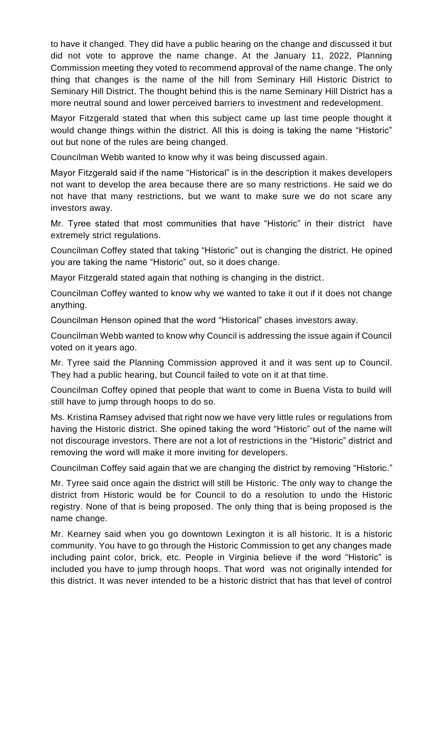to have it changed. They did have a public hearing on the change and discussed it but did not vote to approve the name change. At the January 11, 2022, Planning Commission meeting they voted to recommend approval of the name change. The only thing that changes is the name of the hill from Seminary Hill Historic District to Seminary Hill District. The thought behind this is the name Seminary Hill District has a more neutral sound and lower perceived barriers to investment and redevelopment.

Mayor Fitzgerald stated that when this subject came up last time people thought it would change things within the district. All this is doing is taking the name "Historic" out but none of the rules are being changed.

Councilman Webb wanted to know why it was being discussed again.

Mayor Fitzgerald said if the name "Historical" is in the description it makes developers not want to develop the area because there are so many restrictions. He said we do not have that many restrictions, but we want to make sure we do not scare any investors away.

Mr. Tyree stated that most communities that have "Historic" in their district have extremely strict regulations.

Councilman Coffey stated that taking "Historic" out is changing the district. He opined you are taking the name "Historic" out, so it does change.

Mayor Fitzgerald stated again that nothing is changing in the district.

Councilman Coffey wanted to know why we wanted to take it out if it does not change anything.

Councilman Henson opined that the word "Historical" chases investors away.

Councilman Webb wanted to know why Council is addressing the issue again if Council voted on it years ago.

Mr. Tyree said the Planning Commission approved it and it was sent up to Council. They had a public hearing, but Council failed to vote on it at that time.

Councilman Coffey opined that people that want to come in Buena Vista to build will still have to jump through hoops to do so.

Ms. Kristina Ramsey advised that right now we have very little rules or regulations from having the Historic district. She opined taking the word "Historic" out of the name will not discourage investors. There are not a lot of restrictions in the "Historic" district and removing the word will make it more inviting for developers.

Councilman Coffey said again that we are changing the district by removing "Historic."

Mr. Tyree said once again the district will still be Historic. The only way to change the district from Historic would be for Council to do a resolution to undo the Historic registry. None of that is being proposed. The only thing that is being proposed is the name change.

Mr. Kearney said when you go downtown Lexington it is all historic. It is a historic community. You have to go through the Historic Commission to get any changes made including paint color, brick, etc. People in Virginia believe if the word "Historic" is included you have to jump through hoops. That word was not originally intended for this district. It was never intended to be a historic district that has that level of control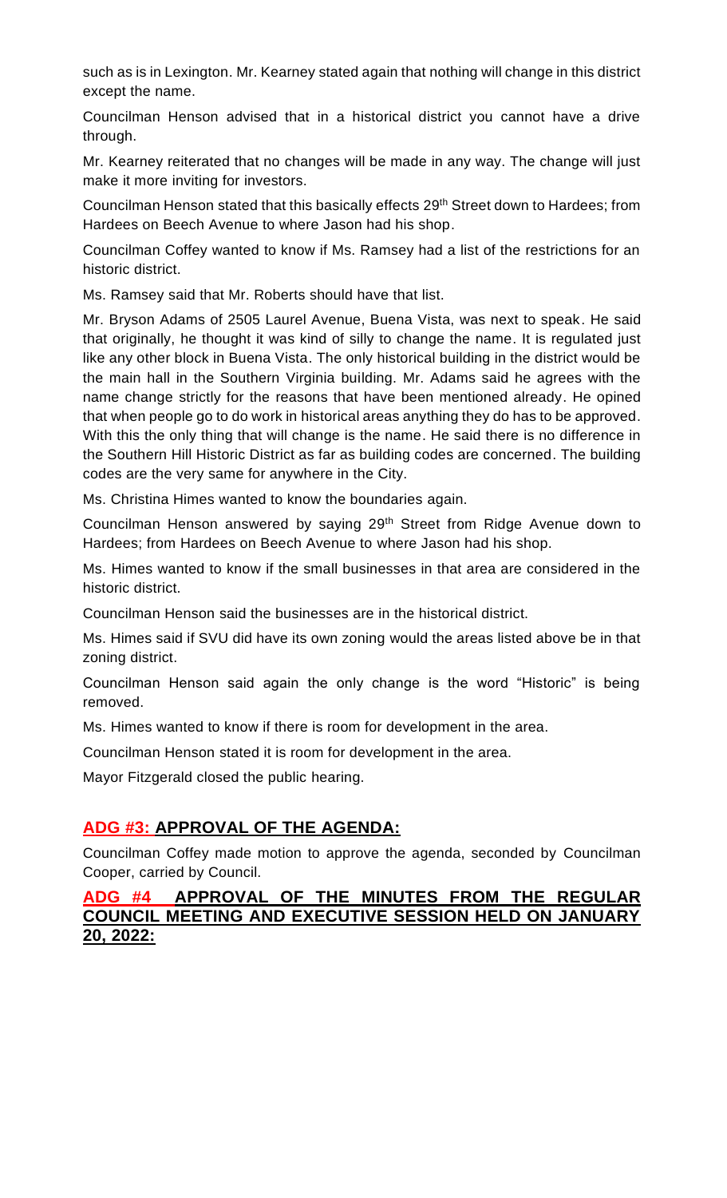such as is in Lexington. Mr. Kearney stated again that nothing will change in this district except the name.

Councilman Henson advised that in a historical district you cannot have a drive through.

Mr. Kearney reiterated that no changes will be made in any way. The change will just make it more inviting for investors.

Councilman Henson stated that this basically effects 29th Street down to Hardees; from Hardees on Beech Avenue to where Jason had his shop.

Councilman Coffey wanted to know if Ms. Ramsey had a list of the restrictions for an historic district.

Ms. Ramsey said that Mr. Roberts should have that list.

Mr. Bryson Adams of 2505 Laurel Avenue, Buena Vista, was next to speak. He said that originally, he thought it was kind of silly to change the name. It is regulated just like any other block in Buena Vista. The only historical building in the district would be the main hall in the Southern Virginia building. Mr. Adams said he agrees with the name change strictly for the reasons that have been mentioned already. He opined that when people go to do work in historical areas anything they do has to be approved. With this the only thing that will change is the name. He said there is no difference in the Southern Hill Historic District as far as building codes are concerned. The building codes are the very same for anywhere in the City.

Ms. Christina Himes wanted to know the boundaries again.

Councilman Henson answered by saying 29th Street from Ridge Avenue down to Hardees; from Hardees on Beech Avenue to where Jason had his shop.

Ms. Himes wanted to know if the small businesses in that area are considered in the historic district.

Councilman Henson said the businesses are in the historical district.

Ms. Himes said if SVU did have its own zoning would the areas listed above be in that zoning district.

Councilman Henson said again the only change is the word "Historic" is being removed.

Ms. Himes wanted to know if there is room for development in the area.

Councilman Henson stated it is room for development in the area.

Mayor Fitzgerald closed the public hearing.

## ADG #3: APPROVAL OF THE AGENDA:

Councilman Coffey made motion to approve the agenda, seconded by Councilman Cooper, carried by Council.

## ADG #4 APPROVAL OF THE MINUTES FROM THE REGULAR COUNCIL MEETING AND EXECUTIVE SESSION HELD ON JANUARY 20, 2022: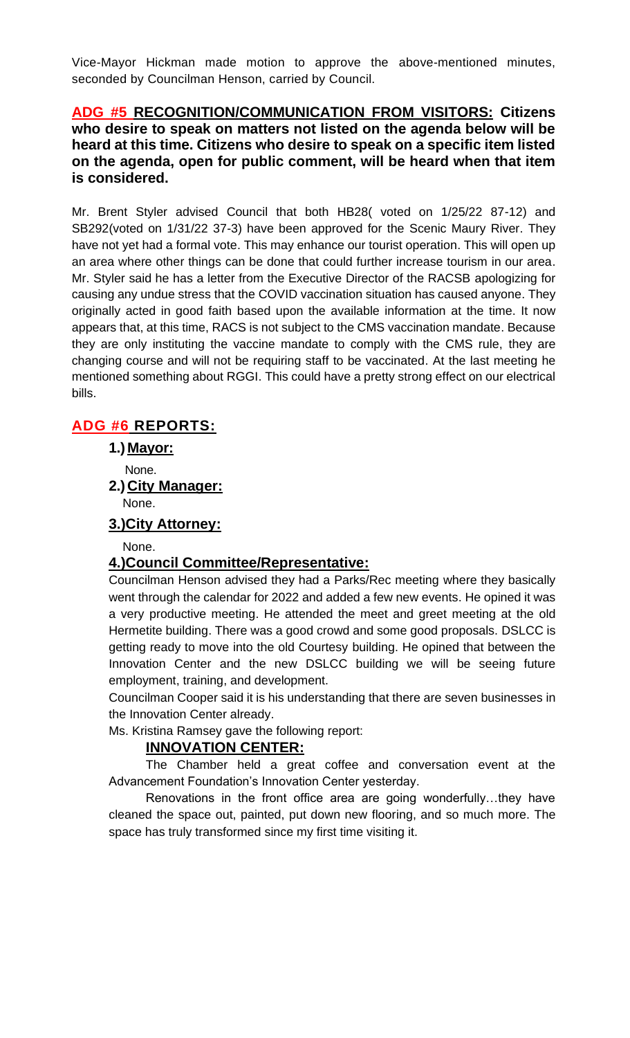Vice-Mayor Hickman made motion to approve the above-mentioned minutes, seconded by Councilman Henson, carried by Council.

## ADG #5 RECOGNITION/COMMUNICATION FROM VISITORS: Citizens who desire to speak on matters not listed on the agenda below will be heard at this time. Citizens who desire to speak on a specific item listed on the agenda, open for public comment, will be heard when that item is considered.

Mr. Brent Styler advised Council that both HB28( voted on 1/25/22 87-12) and SB292(voted on 1/31/22 37-3) have been approved for the Scenic Maury River. They have not yet had a formal vote. This may enhance our tourist operation. This will open up an area where other things can be done that could further increase tourism in our area. Mr. Styler said he has a letter from the Executive Director of the RACSB apologizing for causing any undue stress that the COVID vaccination situation has caused anyone. They originally acted in good faith based upon the available information at the time. It now appears that, at this time, RACS is not subject to the CMS vaccination mandate. Because they are only instituting the vaccine mandate to comply with the CMS rule, they are changing course and will not be requiring staff to be vaccinated. At the last meeting he mentioned something about RGGI. This could have a pretty strong effect on our electrical bills.

## ADG #6 REPORTS:

**1.) Mayor:**

None.

**2.) City Manager:**

None.

**3.) City Attorney:**

None.

**4.) Council Committee/Representative:**

Councilman Henson advised they had a Parks/Rec meeting where they basically went through the calendar for 2022 and added a few new events. He opined it was a very productive meeting. He attended the meet and greet meeting at the old Hermetite building. There was a good crowd and some good proposals. DSLCC is getting ready to move into the old Courtesy building. He opined that between the Innovation Center and the new DSLCC building we will be seeing future employment, training, and development.

Councilman Cooper said it is his understanding that there are seven businesses in the Innovation Center already.

Ms. Kristina Ramsey gave the following report:

**INNOVATION CENTER:**

The Chamber held a great coffee and conversation event at the Advancement Foundation's Innovation Center yesterday.

Renovations in the front office area are going wonderfully…they have cleaned the space out, painted, put down new flooring, and so much more. The space has truly transformed since my first time visiting it.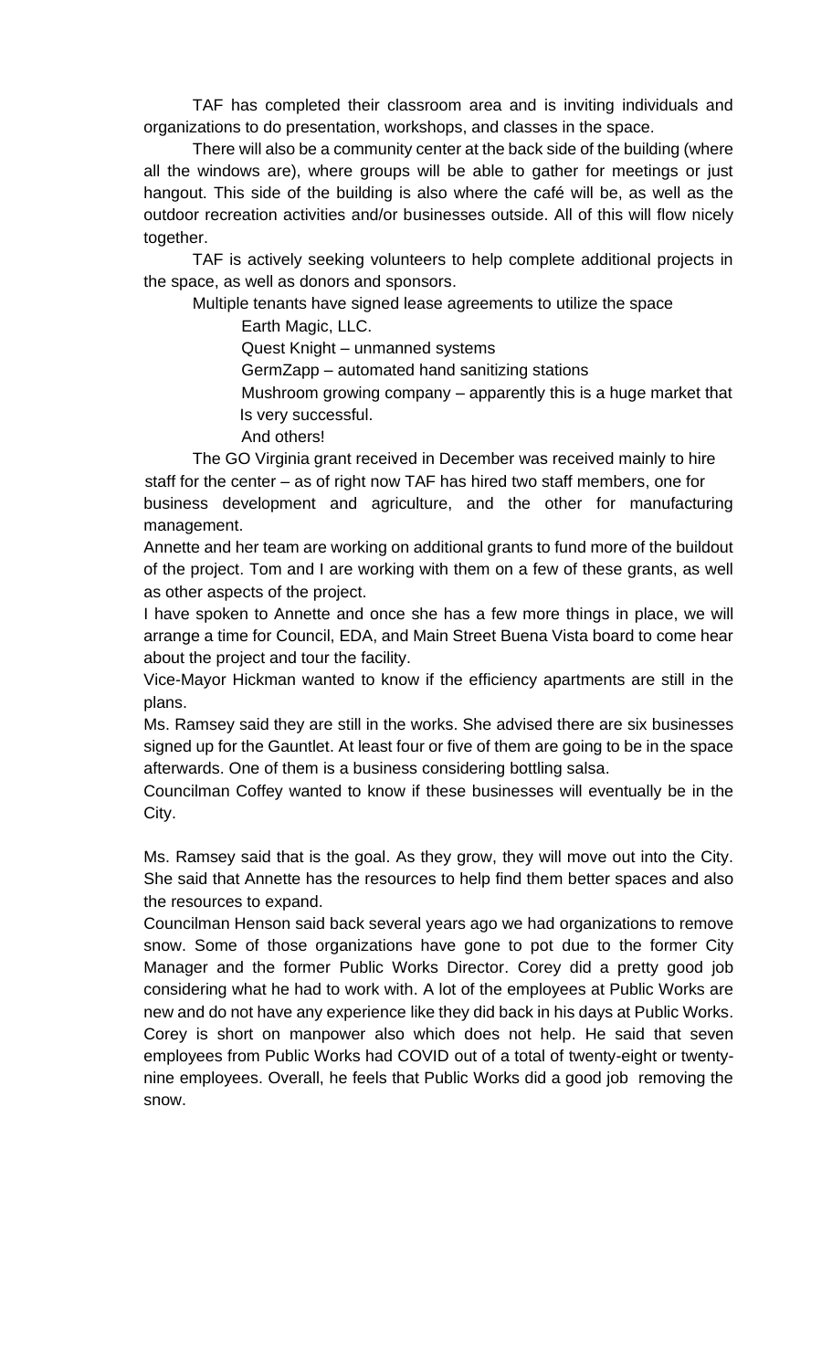TAF has completed their classroom area and is inviting individuals and organizations to do presentation, workshops, and classes in the space.

There will also be a community center at the back side of the building (where all the windows are), where groups will be able to gather for meetings or just hangout. This side of the building is also where the café will be, as well as the outdoor recreation activities and/or businesses outside. All of this will flow nicely together.

TAF is actively seeking volunteers to help complete additional projects in the space, as well as donors and sponsors.

Multiple tenants have signed lease agreements to utilize the space

- Earth Magic, LLC.
- Quest Knight – unmanned systems
- GermZapp – automated hand sanitizing stations
- Mushroom growing company – apparently this is a huge market that Is very successful.
- And others!

The GO Virginia grant received in December was received mainly to hire staff for the center – as of right now TAF has hired two staff members, one for business development and agriculture, and the other for manufacturing management.

Annette and her team are working on additional grants to fund more of the buildout of the project. Tom and I are working with them on a few of these grants, as well as other aspects of the project.

I have spoken to Annette and once she has a few more things in place, we will arrange a time for Council, EDA, and Main Street Buena Vista board to come hear about the project and tour the facility.

Vice-Mayor Hickman wanted to know if the efficiency apartments are still in the plans.

Ms. Ramsey said they are still in the works. She advised there are six businesses signed up for the Gauntlet. At least four or five of them are going to be in the space afterwards. One of them is a business considering bottling salsa.

Councilman Coffey wanted to know if these businesses will eventually be in the City.

Ms. Ramsey said that is the goal. As they grow, they will move out into the City. She said that Annette has the resources to help find them better spaces and also the resources to expand.

Councilman Henson said back several years ago we had organizations to remove snow. Some of those organizations have gone to pot due to the former City Manager and the former Public Works Director. Corey did a pretty good job considering what he had to work with. A lot of the employees at Public Works are new and do not have any experience like they did back in his days at Public Works. Corey is short on manpower also which does not help. He said that seven employees from Public Works had COVID out of a total of twenty-eight or twenty-nine employees. Overall, he feels that Public Works did a good job removing the snow.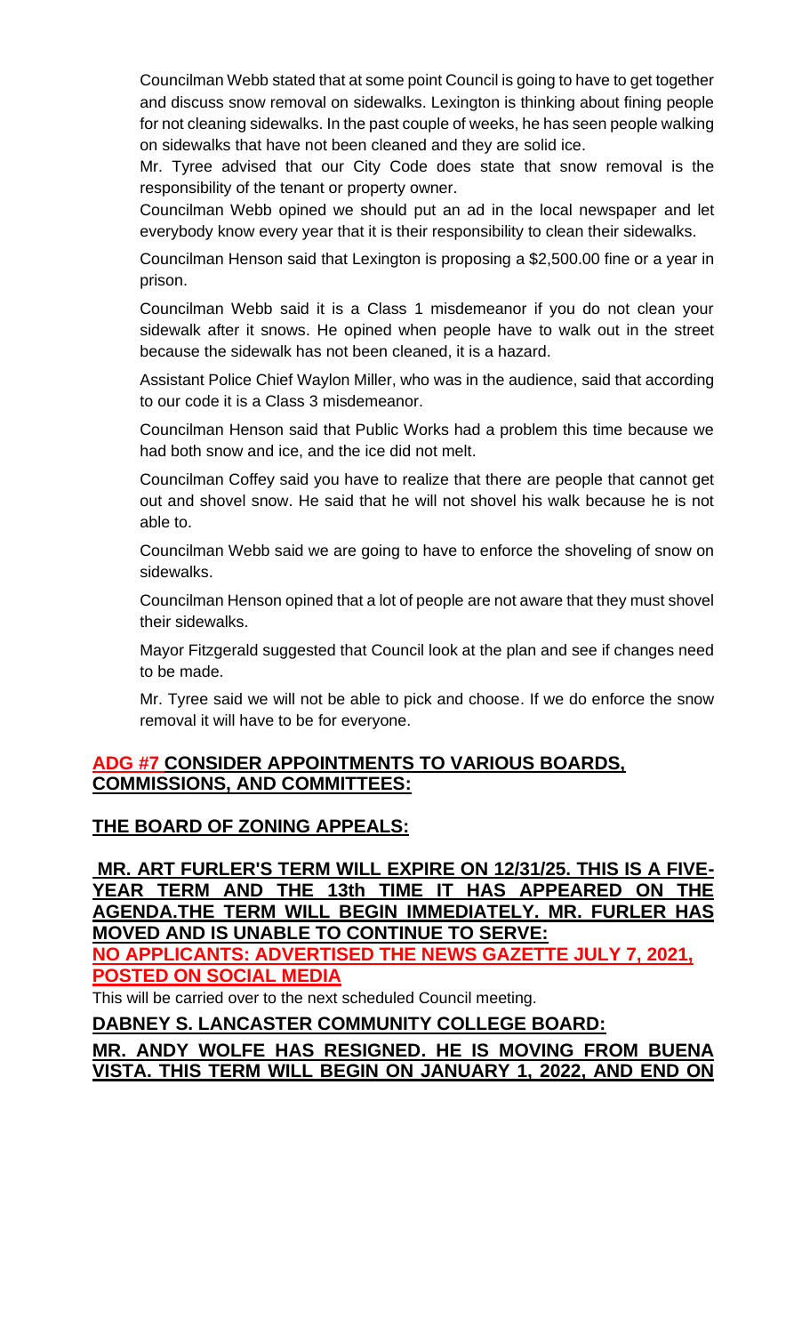Councilman Webb stated that at some point Council is going to have to get together and discuss snow removal on sidewalks. Lexington is thinking about fining people for not cleaning sidewalks. In the past couple of weeks, he has seen people walking on sidewalks that have not been cleaned and they are solid ice.

Mr. Tyree advised that our City Code does state that snow removal is the responsibility of the tenant or property owner.

Councilman Webb opined we should put an ad in the local newspaper and let everybody know every year that it is their responsibility to clean their sidewalks.

Councilman Henson said that Lexington is proposing a $2,500.00 fine or a year in prison.

Councilman Webb said it is a Class 1 misdemeanor if you do not clean your sidewalk after it snows. He opined when people have to walk out in the street because the sidewalk has not been cleaned, it is a hazard.

Assistant Police Chief Waylon Miller, who was in the audience, said that according to our code it is a Class 3 misdemeanor.

Councilman Henson said that Public Works had a problem this time because we had both snow and ice, and the ice did not melt.

Councilman Coffey said you have to realize that there are people that cannot get out and shovel snow. He said that he will not shovel his walk because he is not able to.

Councilman Webb said we are going to have to enforce the shoveling of snow on sidewalks.

Councilman Henson opined that a lot of people are not aware that they must shovel their sidewalks.

Mayor Fitzgerald suggested that Council look at the plan and see if changes need to be made.

Mr. Tyree said we will not be able to pick and choose. If we do enforce the snow removal it will have to be for everyone.

## **ADG #7 CONSIDER APPOINTMENTS TO VARIOUS BOARDS, COMMISSIONS, AND COMMITTEES:**

### **THE BOARD OF ZONING APPEALS:**

**MR. ART FURLER'S TERM WILL EXPIRE ON 12/31/25. THIS IS A FIVE-YEAR TERM AND THE 13th TIME IT HAS APPEARED ON THE AGENDA.THE TERM WILL BEGIN IMMEDIATELY. MR. FURLER HAS MOVED AND IS UNABLE TO CONTINUE TO SERVE:**

**NO APPLICANTS: ADVERTISED THE NEWS GAZETTE JULY 7, 2021, POSTED ON SOCIAL MEDIA**

This will be carried over to the next scheduled Council meeting.

### **DABNEY S. LANCASTER COMMUNITY COLLEGE BOARD:**

**MR. ANDY WOLFE HAS RESIGNED. HE IS MOVING FROM BUENA VISTA. THIS TERM WILL BEGIN ON JANUARY 1, 2022, AND END ON**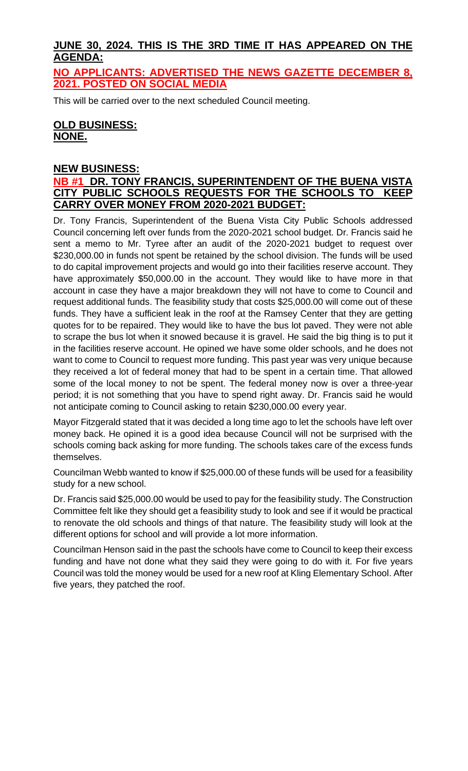**JUNE 30, 2024. THIS IS THE 3RD TIME IT HAS APPEARED ON THE AGENDA:**

**NO APPLICANTS: ADVERTISED THE NEWS GAZETTE DECEMBER 8, 2021. POSTED ON SOCIAL MEDIA**

This will be carried over to the next scheduled Council meeting.

## OLD BUSINESS:
## NONE.

## NEW BUSINESS:

### NB #1 DR. TONY FRANCIS, SUPERINTENDENT OF THE BUENA VISTA CITY PUBLIC SCHOOLS REQUESTS FOR THE SCHOOLS TO KEEP CARRY OVER MONEY FROM 2020-2021 BUDGET:

Dr. Tony Francis, Superintendent of the Buena Vista City Public Schools addressed Council concerning left over funds from the 2020-2021 school budget. Dr. Francis said he sent a memo to Mr. Tyree after an audit of the 2020-2021 budget to request over $230,000.00 in funds not spent be retained by the school division. The funds will be used to do capital improvement projects and would go into their facilities reserve account. They have approximately $50,000.00 in the account. They would like to have more in that account in case they have a major breakdown they will not have to come to Council and request additional funds. The feasibility study that costs $25,000.00 will come out of these funds. They have a sufficient leak in the roof at the Ramsey Center that they are getting quotes for to be repaired. They would like to have the bus lot paved. They were not able to scrape the bus lot when it snowed because it is gravel. He said the big thing is to put it in the facilities reserve account. He opined we have some older schools, and he does not want to come to Council to request more funding. This past year was very unique because they received a lot of federal money that had to be spent in a certain time. That allowed some of the local money to not be spent. The federal money now is over a three-year period; it is not something that you have to spend right away. Dr. Francis said he would not anticipate coming to Council asking to retain $230,000.00 every year.

Mayor Fitzgerald stated that it was decided a long time ago to let the schools have left over money back. He opined it is a good idea because Council will not be surprised with the schools coming back asking for more funding. The schools takes care of the excess funds themselves.

Councilman Webb wanted to know if $25,000.00 of these funds will be used for a feasibility study for a new school.

Dr. Francis said $25,000.00 would be used to pay for the feasibility study. The Construction Committee felt like they should get a feasibility study to look and see if it would be practical to renovate the old schools and things of that nature. The feasibility study will look at the different options for school and will provide a lot more information.

Councilman Henson said in the past the schools have come to Council to keep their excess funding and have not done what they said they were going to do with it. For five years Council was told the money would be used for a new roof at Kling Elementary School. After five years, they patched the roof.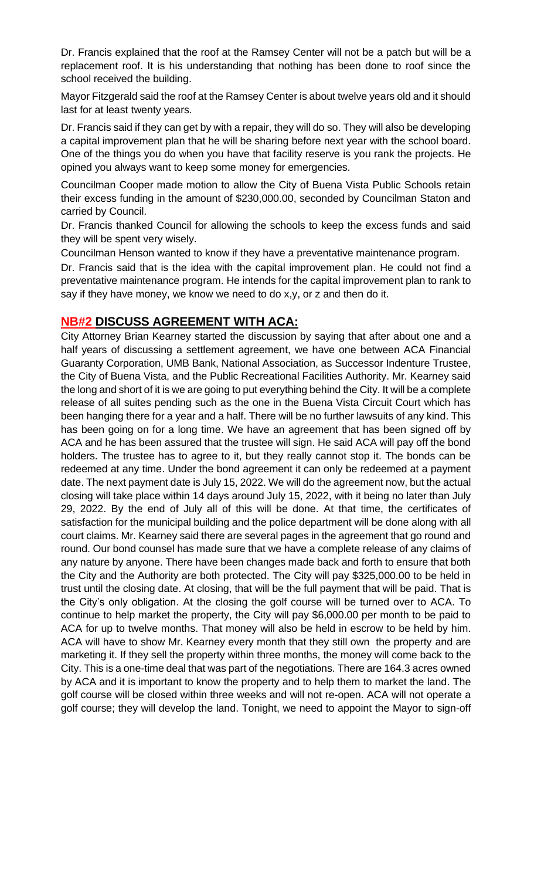Dr. Francis explained that the roof at the Ramsey Center will not be a patch but will be a replacement roof. It is his understanding that nothing has been done to roof since the school received the building.

Mayor Fitzgerald said the roof at the Ramsey Center is about twelve years old and it should last for at least twenty years.

Dr. Francis said if they can get by with a repair, they will do so. They will also be developing a capital improvement plan that he will be sharing before next year with the school board. One of the things you do when you have that facility reserve is you rank the projects. He opined you always want to keep some money for emergencies.

Councilman Cooper made motion to allow the City of Buena Vista Public Schools retain their excess funding in the amount of $230,000.00, seconded by Councilman Staton and carried by Council.

Dr. Francis thanked Council for allowing the schools to keep the excess funds and said they will be spent very wisely.

Councilman Henson wanted to know if they have a preventative maintenance program.

Dr. Francis said that is the idea with the capital improvement plan. He could not find a preventative maintenance program. He intends for the capital improvement plan to rank to say if they have money, we know we need to do x,y, or z and then do it.

## NB#2 DISCUSS AGREEMENT WITH ACA:

City Attorney Brian Kearney started the discussion by saying that after about one and a half years of discussing a settlement agreement, we have one between ACA Financial Guaranty Corporation, UMB Bank, National Association, as Successor Indenture Trustee, the City of Buena Vista, and the Public Recreational Facilities Authority. Mr. Kearney said the long and short of it is we are going to put everything behind the City. It will be a complete release of all suites pending such as the one in the Buena Vista Circuit Court which has been hanging there for a year and a half. There will be no further lawsuits of any kind. This has been going on for a long time. We have an agreement that has been signed off by ACA and he has been assured that the trustee will sign. He said ACA will pay off the bond holders. The trustee has to agree to it, but they really cannot stop it. The bonds can be redeemed at any time. Under the bond agreement it can only be redeemed at a payment date. The next payment date is July 15, 2022. We will do the agreement now, but the actual closing will take place within 14 days around July 15, 2022, with it being no later than July 29, 2022. By the end of July all of this will be done. At that time, the certificates of satisfaction for the municipal building and the police department will be done along with all court claims. Mr. Kearney said there are several pages in the agreement that go round and round. Our bond counsel has made sure that we have a complete release of any claims of any nature by anyone. There have been changes made back and forth to ensure that both the City and the Authority are both protected. The City will pay $325,000.00 to be held in trust until the closing date. At closing, that will be the full payment that will be paid. That is the City's only obligation. At the closing the golf course will be turned over to ACA. To continue to help market the property, the City will pay $6,000.00 per month to be paid to ACA for up to twelve months. That money will also be held in escrow to be held by him. ACA will have to show Mr. Kearney every month that they still own the property and are marketing it. If they sell the property within three months, the money will come back to the City. This is a one-time deal that was part of the negotiations. There are 164.3 acres owned by ACA and it is important to know the property and to help them to market the land. The golf course will be closed within three weeks and will not re-open. ACA will not operate a golf course; they will develop the land. Tonight, we need to appoint the Mayor to sign-off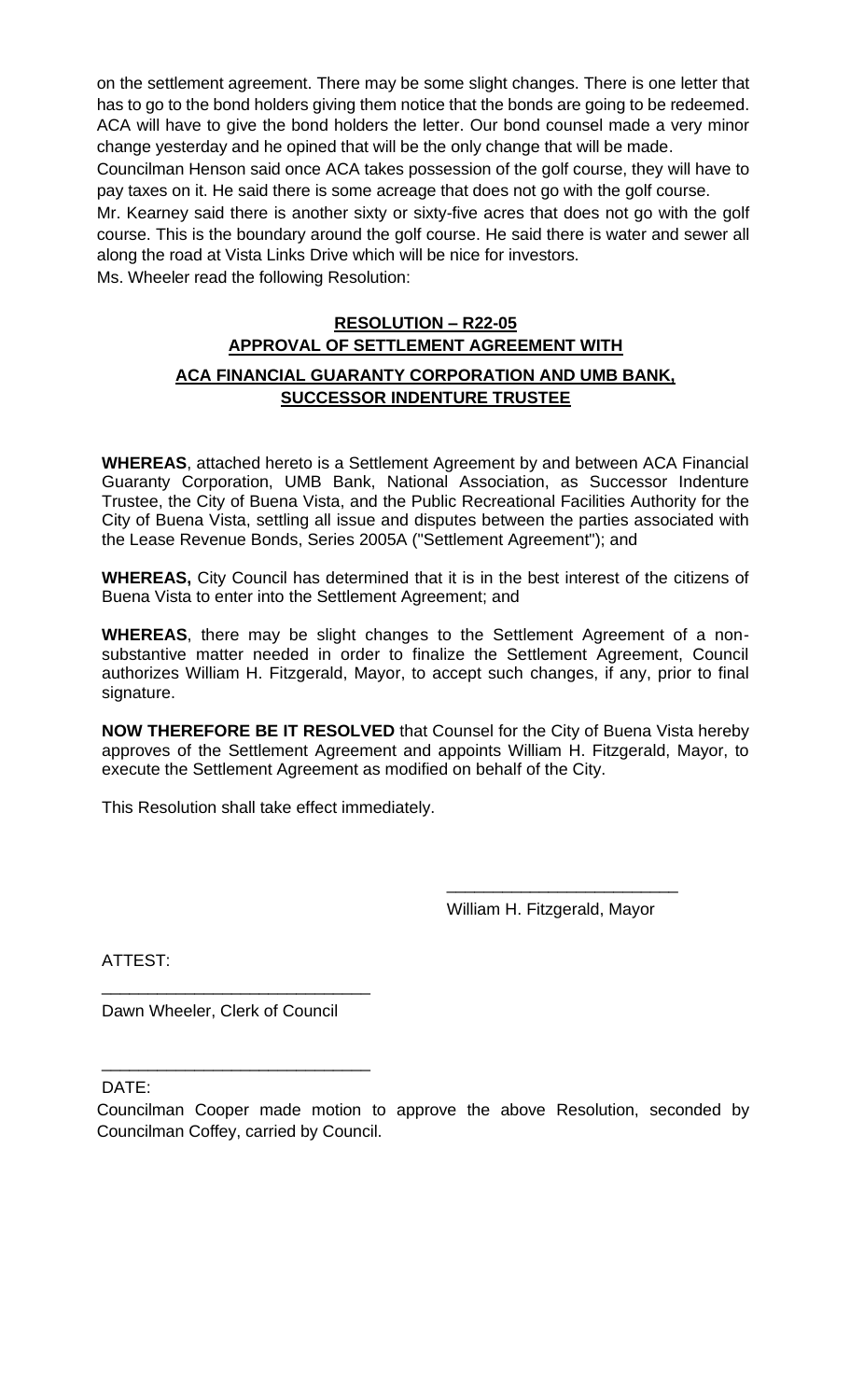on the settlement agreement. There may be some slight changes. There is one letter that has to go to the bond holders giving them notice that the bonds are going to be redeemed. ACA will have to give the bond holders the letter. Our bond counsel made a very minor change yesterday and he opined that will be the only change that will be made.

Councilman Henson said once ACA takes possession of the golf course, they will have to pay taxes on it. He said there is some acreage that does not go with the golf course.

Mr. Kearney said there is another sixty or sixty-five acres that does not go with the golf course. This is the boundary around the golf course. He said there is water and sewer all along the road at Vista Links Drive which will be nice for investors.

Ms. Wheeler read the following Resolution:

**RESOLUTION – R22-05**
**APPROVAL OF SETTLEMENT AGREEMENT WITH**
**ACA FINANCIAL GUARANTY CORPORATION AND UMB BANK, SUCCESSOR INDENTURE TRUSTEE**

**WHEREAS**, attached hereto is a Settlement Agreement by and between ACA Financial Guaranty Corporation, UMB Bank, National Association, as Successor Indenture Trustee, the City of Buena Vista, and the Public Recreational Facilities Authority for the City of Buena Vista, settling all issue and disputes between the parties associated with the Lease Revenue Bonds, Series 2005A ("Settlement Agreement"); and

**WHEREAS,** City Council has determined that it is in the best interest of the citizens of Buena Vista to enter into the Settlement Agreement; and

**WHEREAS**, there may be slight changes to the Settlement Agreement of a non-substantive matter needed in order to finalize the Settlement Agreement, Council authorizes William H. Fitzgerald, Mayor, to accept such changes, if any, prior to final signature.

**NOW THEREFORE BE IT RESOLVED** that Counsel for the City of Buena Vista hereby approves of the Settlement Agreement and appoints William H. Fitzgerald, Mayor, to execute the Settlement Agreement as modified on behalf of the City.

This Resolution shall take effect immediately.

\_\_\_\_\_\_\_\_\_\_\_\_\_\_\_\_\_\_\_\_\_\_\_\_\_
William H. Fitzgerald, Mayor

ATTEST:

\_\_\_\_\_\_\_\_\_\_\_\_\_\_\_\_\_\_\_\_\_\_\_\_\_\_\_\_
Dawn Wheeler, Clerk of Council

\_\_\_\_\_\_\_\_\_\_\_\_\_\_\_\_\_\_\_\_\_\_\_\_\_\_\_\_
DATE:

Councilman Cooper made motion to approve the above Resolution, seconded by Councilman Coffey, carried by Council.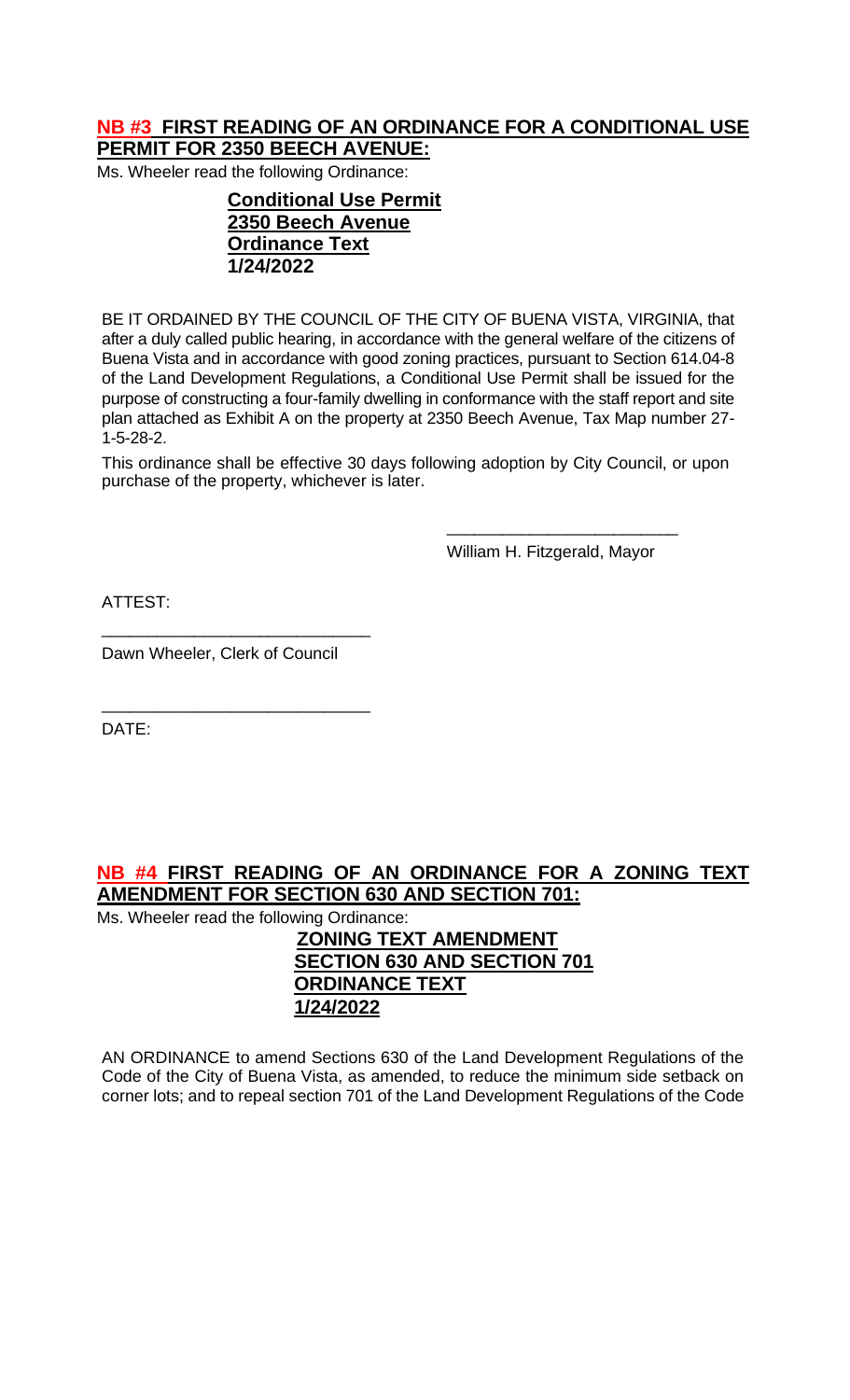## NB #3 FIRST READING OF AN ORDINANCE FOR A CONDITIONAL USE PERMIT FOR 2350 BEECH AVENUE:

Ms. Wheeler read the following Ordinance:

**Conditional Use Permit**
**2350 Beech Avenue**
**Ordinance Text**
**1/24/2022**

BE IT ORDAINED BY THE COUNCIL OF THE CITY OF BUENA VISTA, VIRGINIA, that after a duly called public hearing, in accordance with the general welfare of the citizens of Buena Vista and in accordance with good zoning practices, pursuant to Section 614.04-8 of the Land Development Regulations, a Conditional Use Permit shall be issued for the purpose of constructing a four-family dwelling in conformance with the staff report and site plan attached as Exhibit A on the property at 2350 Beech Avenue, Tax Map number 27-1-5-28-2.

This ordinance shall be effective 30 days following adoption by City Council, or upon purchase of the property, whichever is later.

\_\_\_\_\_\_\_\_\_\_\_\_\_\_\_\_\_\_\_\_\_\_\_\_\_
William H. Fitzgerald, Mayor

ATTEST:

\_\_\_\_\_\_\_\_\_\_\_\_\_\_\_\_\_\_\_\_\_\_\_\_\_\_\_\_
Dawn Wheeler, Clerk of Council

\_\_\_\_\_\_\_\_\_\_\_\_\_\_\_\_\_\_\_\_\_\_\_\_\_\_\_\_
DATE:

## NB #4 FIRST READING OF AN ORDINANCE FOR A ZONING TEXT AMENDMENT FOR SECTION 630 AND SECTION 701:

Ms. Wheeler read the following Ordinance:

**ZONING TEXT AMENDMENT**
**SECTION 630 AND SECTION 701**
**ORDINANCE TEXT**
**1/24/2022**

AN ORDINANCE to amend Sections 630 of the Land Development Regulations of the Code of the City of Buena Vista, as amended, to reduce the minimum side setback on corner lots; and to repeal section 701 of the Land Development Regulations of the Code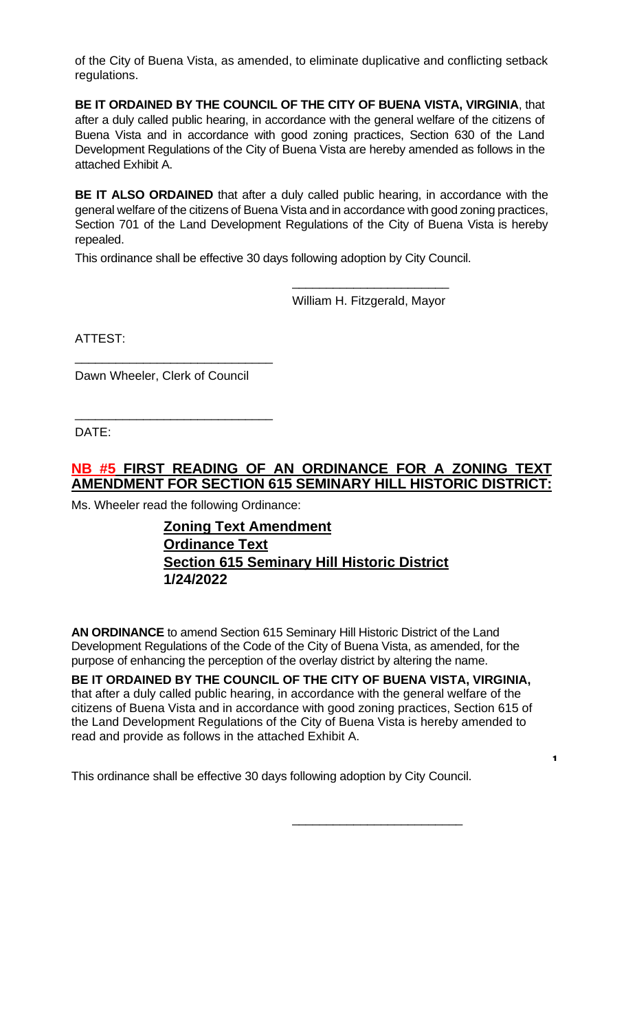of the City of Buena Vista, as amended, to eliminate duplicative and conflicting setback regulations.

**BE IT ORDAINED BY THE COUNCIL OF THE CITY OF BUENA VISTA, VIRGINIA**, that after a duly called public hearing, in accordance with the general welfare of the citizens of Buena Vista and in accordance with good zoning practices, Section 630 of the Land Development Regulations of the City of Buena Vista are hereby amended as follows in the attached Exhibit A.

**BE IT ALSO ORDAINED** that after a duly called public hearing, in accordance with the general welfare of the citizens of Buena Vista and in accordance with good zoning practices, Section 701 of the Land Development Regulations of the City of Buena Vista is hereby repealed.

This ordinance shall be effective 30 days following adoption by City Council.

\_\_\_\_\_\_\_\_\_\_\_\_\_\_\_\_\_\_\_\_\_\_\_
William H. Fitzgerald, Mayor

ATTEST:

\_\_\_\_\_\_\_\_\_\_\_\_\_\_\_\_\_\_\_\_\_\_\_\_\_\_\_\_\_
Dawn Wheeler, Clerk of Council

\_\_\_\_\_\_\_\_\_\_\_\_\_\_\_\_\_\_\_\_\_\_\_\_\_\_\_\_\_
DATE:

## NB #5 FIRST READING OF AN ORDINANCE FOR A ZONING TEXT AMENDMENT FOR SECTION 615 SEMINARY HILL HISTORIC DISTRICT:

Ms. Wheeler read the following Ordinance:

**Zoning Text Amendment**
**Ordinance Text**
**Section 615 Seminary Hill Historic District**
**1/24/2022**

**AN ORDINANCE** to amend Section 615 Seminary Hill Historic District of the Land Development Regulations of the Code of the City of Buena Vista, as amended, for the purpose of enhancing the perception of the overlay district by altering the name.

**BE IT ORDAINED BY THE COUNCIL OF THE CITY OF BUENA VISTA, VIRGINIA,** that after a duly called public hearing, in accordance with the general welfare of the citizens of Buena Vista and in accordance with good zoning practices, Section 615 of the Land Development Regulations of the City of Buena Vista is hereby amended to read and provide as follows in the attached Exhibit A.

This ordinance shall be effective 30 days following adoption by City Council.

\_\_\_\_\_\_\_\_\_\_\_\_\_\_\_\_\_\_\_\_\_\_\_\_\_\_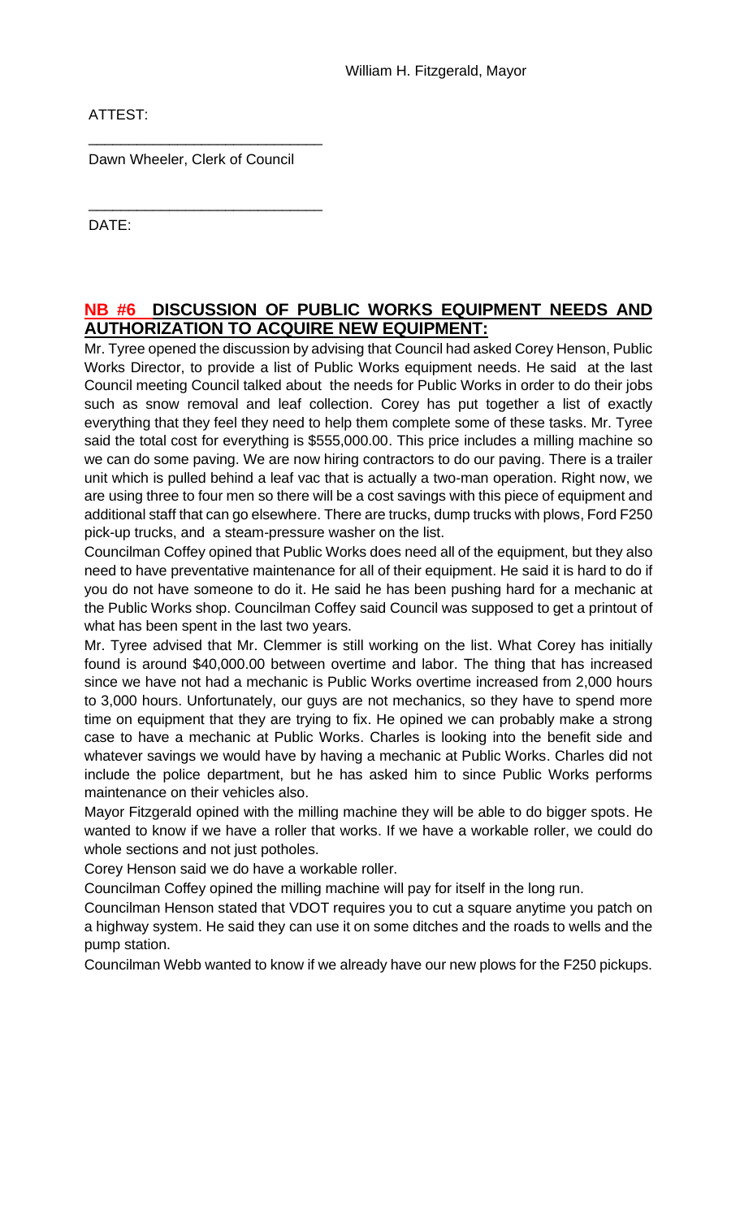William H. Fitzgerald, Mayor

ATTEST:

\_\_\_\_\_\_\_\_\_\_\_\_\_\_\_\_\_\_\_\_\_\_\_\_\_\_\_\_\_

Dawn Wheeler, Clerk of Council

\_\_\_\_\_\_\_\_\_\_\_\_\_\_\_\_\_\_\_\_\_\_\_\_\_\_\_\_\_

DATE:

## NB #6 DISCUSSION OF PUBLIC WORKS EQUIPMENT NEEDS AND AUTHORIZATION TO ACQUIRE NEW EQUIPMENT:

Mr. Tyree opened the discussion by advising that Council had asked Corey Henson, Public Works Director, to provide a list of Public Works equipment needs. He said at the last Council meeting Council talked about the needs for Public Works in order to do their jobs such as snow removal and leaf collection. Corey has put together a list of exactly everything that they feel they need to help them complete some of these tasks. Mr. Tyree said the total cost for everything is $555,000.00. This price includes a milling machine so we can do some paving. We are now hiring contractors to do our paving. There is a trailer unit which is pulled behind a leaf vac that is actually a two-man operation. Right now, we are using three to four men so there will be a cost savings with this piece of equipment and additional staff that can go elsewhere. There are trucks, dump trucks with plows, Ford F250 pick-up trucks, and a steam-pressure washer on the list.

Councilman Coffey opined that Public Works does need all of the equipment, but they also need to have preventative maintenance for all of their equipment. He said it is hard to do if you do not have someone to do it. He said he has been pushing hard for a mechanic at the Public Works shop. Councilman Coffey said Council was supposed to get a printout of what has been spent in the last two years.

Mr. Tyree advised that Mr. Clemmer is still working on the list. What Corey has initially found is around $40,000.00 between overtime and labor. The thing that has increased since we have not had a mechanic is Public Works overtime increased from 2,000 hours to 3,000 hours. Unfortunately, our guys are not mechanics, so they have to spend more time on equipment that they are trying to fix. He opined we can probably make a strong case to have a mechanic at Public Works. Charles is looking into the benefit side and whatever savings we would have by having a mechanic at Public Works. Charles did not include the police department, but he has asked him to since Public Works performs maintenance on their vehicles also.

Mayor Fitzgerald opined with the milling machine they will be able to do bigger spots. He wanted to know if we have a roller that works. If we have a workable roller, we could do whole sections and not just potholes.

Corey Henson said we do have a workable roller.

Councilman Coffey opined the milling machine will pay for itself in the long run.

Councilman Henson stated that VDOT requires you to cut a square anytime you patch on a highway system. He said they can use it on some ditches and the roads to wells and the pump station.

Councilman Webb wanted to know if we already have our new plows for the F250 pickups.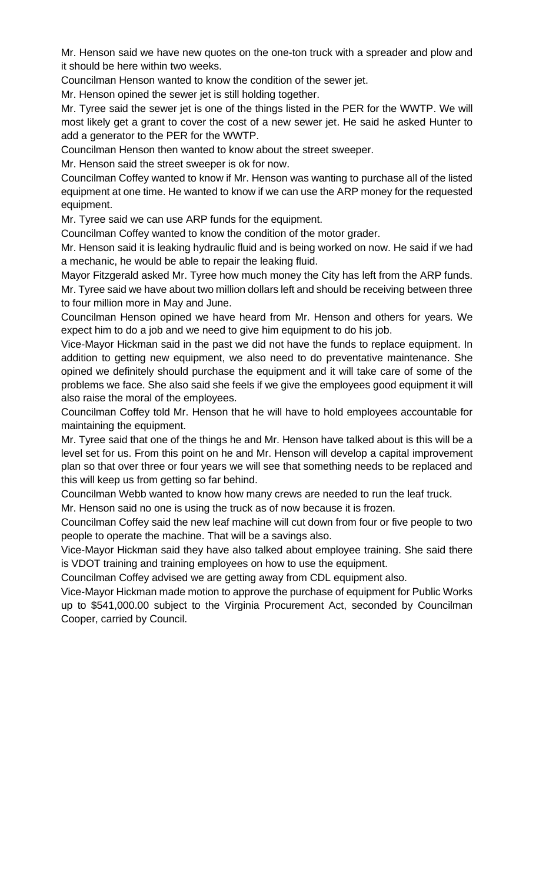Mr. Henson said we have new quotes on the one-ton truck with a spreader and plow and it should be here within two weeks.

Councilman Henson wanted to know the condition of the sewer jet.

Mr. Henson opined the sewer jet is still holding together.

Mr. Tyree said the sewer jet is one of the things listed in the PER for the WWTP. We will most likely get a grant to cover the cost of a new sewer jet. He said he asked Hunter to add a generator to the PER for the WWTP.

Councilman Henson then wanted to know about the street sweeper.

Mr. Henson said the street sweeper is ok for now.

Councilman Coffey wanted to know if Mr. Henson was wanting to purchase all of the listed equipment at one time. He wanted to know if we can use the ARP money for the requested equipment.

Mr. Tyree said we can use ARP funds for the equipment.

Councilman Coffey wanted to know the condition of the motor grader.

Mr. Henson said it is leaking hydraulic fluid and is being worked on now. He said if we had a mechanic, he would be able to repair the leaking fluid.

Mayor Fitzgerald asked Mr. Tyree how much money the City has left from the ARP funds.

Mr. Tyree said we have about two million dollars left and should be receiving between three to four million more in May and June.

Councilman Henson opined we have heard from Mr. Henson and others for years. We expect him to do a job and we need to give him equipment to do his job.

Vice-Mayor Hickman said in the past we did not have the funds to replace equipment. In addition to getting new equipment, we also need to do preventative maintenance. She opined we definitely should purchase the equipment and it will take care of some of the problems we face. She also said she feels if we give the employees good equipment it will also raise the moral of the employees.

Councilman Coffey told Mr. Henson that he will have to hold employees accountable for maintaining the equipment.

Mr. Tyree said that one of the things he and Mr. Henson have talked about is this will be a level set for us. From this point on he and Mr. Henson will develop a capital improvement plan so that over three or four years we will see that something needs to be replaced and this will keep us from getting so far behind.

Councilman Webb wanted to know how many crews are needed to run the leaf truck.

Mr. Henson said no one is using the truck as of now because it is frozen.

Councilman Coffey said the new leaf machine will cut down from four or five people to two people to operate the machine. That will be a savings also.

Vice-Mayor Hickman said they have also talked about employee training. She said there is VDOT training and training employees on how to use the equipment.

Councilman Coffey advised we are getting away from CDL equipment also.

Vice-Mayor Hickman made motion to approve the purchase of equipment for Public Works up to $541,000.00 subject to the Virginia Procurement Act, seconded by Councilman Cooper, carried by Council.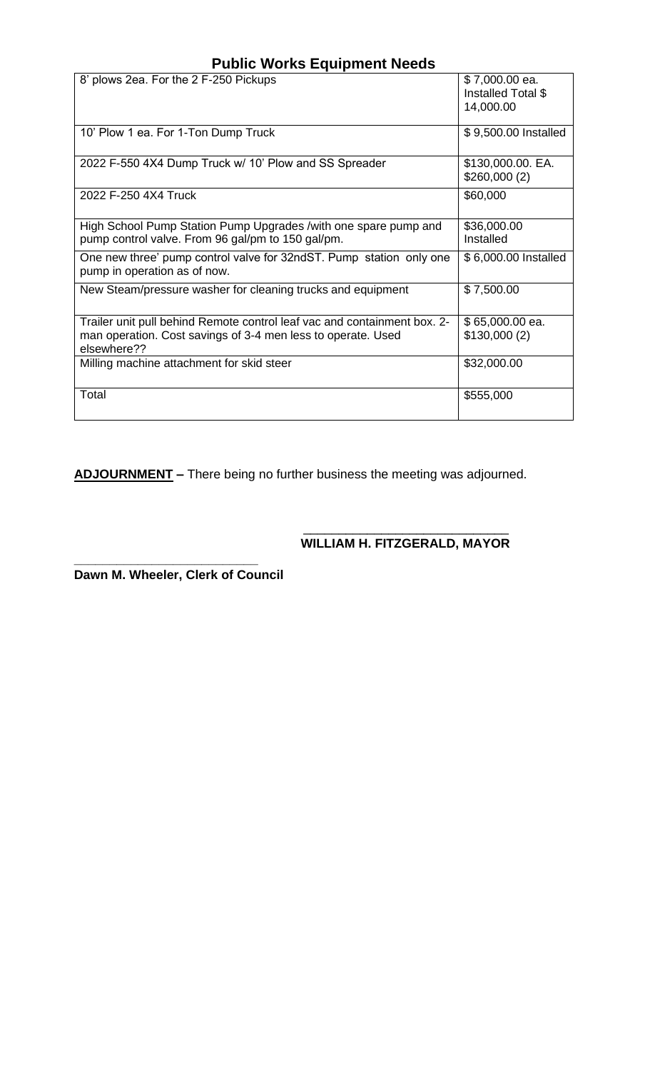## Public Works Equipment Needs

| | |
|---|---|
| 8' plows 2ea. For the 2 F-250 Pickups | $ 7,000.00 ea. Installed Total $ 14,000.00 |
| 10' Plow 1 ea. For 1-Ton Dump Truck | $ 9,500.00 Installed |
| 2022 F-550 4X4 Dump Truck w/ 10' Plow and SS Spreader | $130,000.00. EA. $260,000 (2) |
| 2022 F-250 4X4 Truck | $60,000 |
| High School Pump Station Pump Upgrades /with one spare pump and pump control valve. From 96 gal/pm to 150 gal/pm. | $36,000.00 Installed |
| One new three' pump control valve for 32ndST. Pump station only one pump in operation as of now. | $ 6,000.00 Installed |
| New Steam/pressure washer for cleaning trucks and equipment | $ 7,500.00 |
| Trailer unit pull behind Remote control leaf vac and containment box. 2-man operation. Cost savings of 3-4 men less to operate. Used elsewhere?? | $ 65,000.00 ea. $130,000 (2) |
| Milling machine attachment for skid steer | $32,000.00 |
| Total | $555,000 |

**ADJOURNMENT –** There being no further business the meeting was adjourned.

\_\_\_\_\_\_\_\_\_\_\_\_\_\_\_\_\_\_\_\_\_\_\_\_\_\_\_\_
**WILLIAM H. FITZGERALD, MAYOR**

\_\_\_\_\_\_\_\_\_\_\_\_\_\_\_\_\_\_\_\_\_\_\_\_\_\_\_\_
**Dawn M. Wheeler, Clerk of Council**